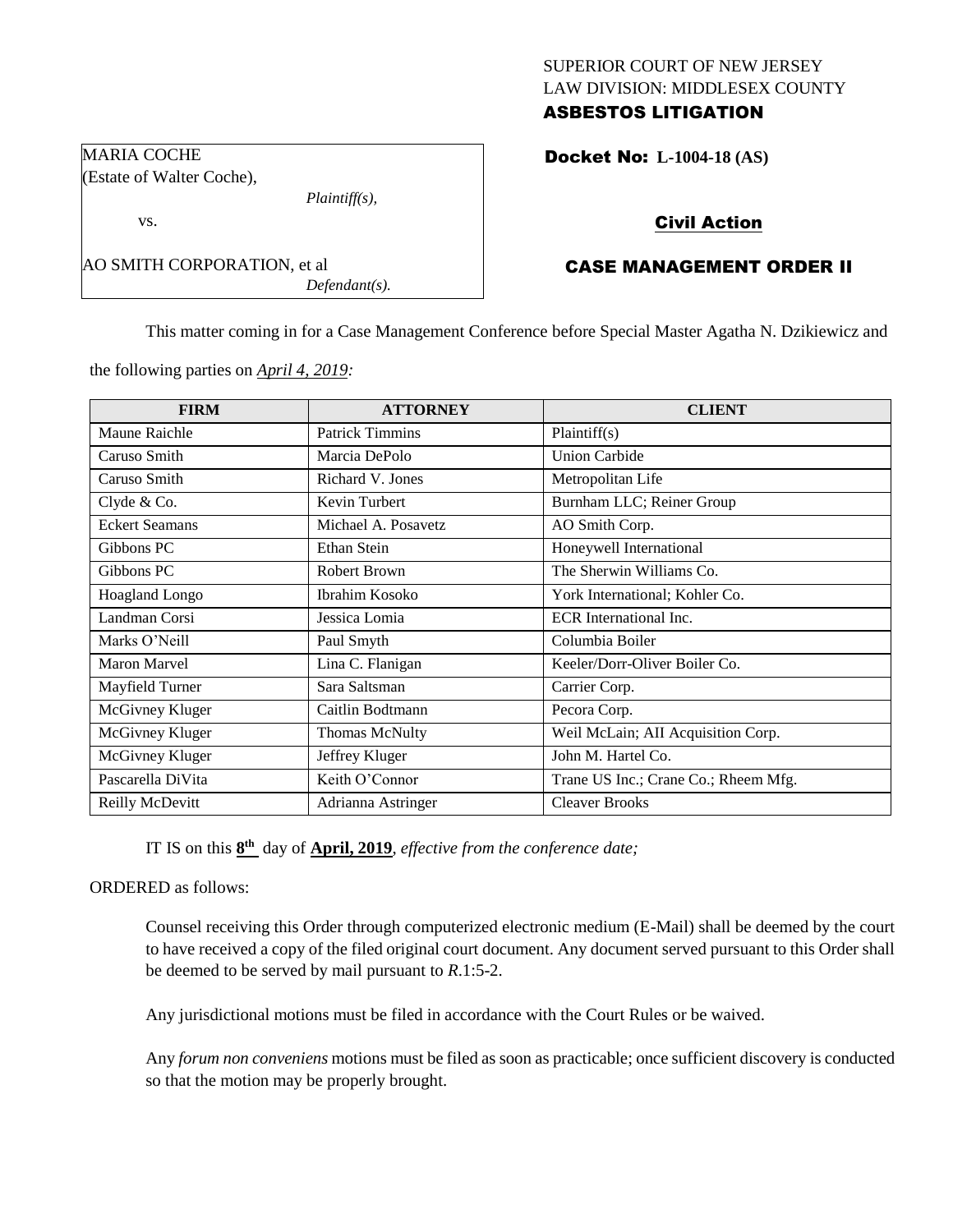SUPERIOR COURT OF NEW JERSEY
LAW DIVISION: MIDDLESEX COUNTY
**ASBESTOS LITIGATION**

MARIA COCHE
(Estate of Walter Coche),
*Plaintiff(s),*

vs.

AO SMITH CORPORATION, et al
*Defendant(s).*

**Docket No: L-1004-18 (AS)**

**Civil Action**

**CASE MANAGEMENT ORDER II**

This matter coming in for a Case Management Conference before Special Master Agatha N. Dzikiewicz and the following parties on *April 4, 2019:*

| FIRM | ATTORNEY | CLIENT |
|---|---|---|
| Maune Raichle | Patrick Timmins | Plaintiff(s) |
| Caruso Smith | Marcia DePolo | Union Carbide |
| Caruso Smith | Richard V. Jones | Metropolitan Life |
| Clyde & Co. | Kevin Turbert | Burnham LLC; Reiner Group |
| Eckert Seamans | Michael A. Posavetz | AO Smith Corp. |
| Gibbons PC | Ethan Stein | Honeywell International |
| Gibbons PC | Robert Brown | The Sherwin Williams Co. |
| Hoagland Longo | Ibrahim Kosoko | York International; Kohler Co. |
| Landman Corsi | Jessica Lomia | ECR International Inc. |
| Marks O'Neill | Paul Smyth | Columbia Boiler |
| Maron Marvel | Lina C. Flanigan | Keeler/Dorr-Oliver Boiler Co. |
| Mayfield Turner | Sara Saltsman | Carrier Corp. |
| McGivney Kluger | Caitlin Bodtmann | Pecora Corp. |
| McGivney Kluger | Thomas McNulty | Weil McLain; AII Acquisition Corp. |
| McGivney Kluger | Jeffrey Kluger | John M. Hartel Co. |
| Pascarella DiVita | Keith O'Connor | Trane US Inc.; Crane Co.; Rheem Mfg. |
| Reilly McDevitt | Adrianna Astringer | Cleaver Brooks |

IT IS on this **8th** day of **April, 2019**, *effective from the conference date;*

ORDERED as follows:

Counsel receiving this Order through computerized electronic medium (E-Mail) shall be deemed by the court to have received a copy of the filed original court document. Any document served pursuant to this Order shall be deemed to be served by mail pursuant to *R*.1:5-2.

Any jurisdictional motions must be filed in accordance with the Court Rules or be waived.

Any *forum non conveniens* motions must be filed as soon as practicable; once sufficient discovery is conducted so that the motion may be properly brought.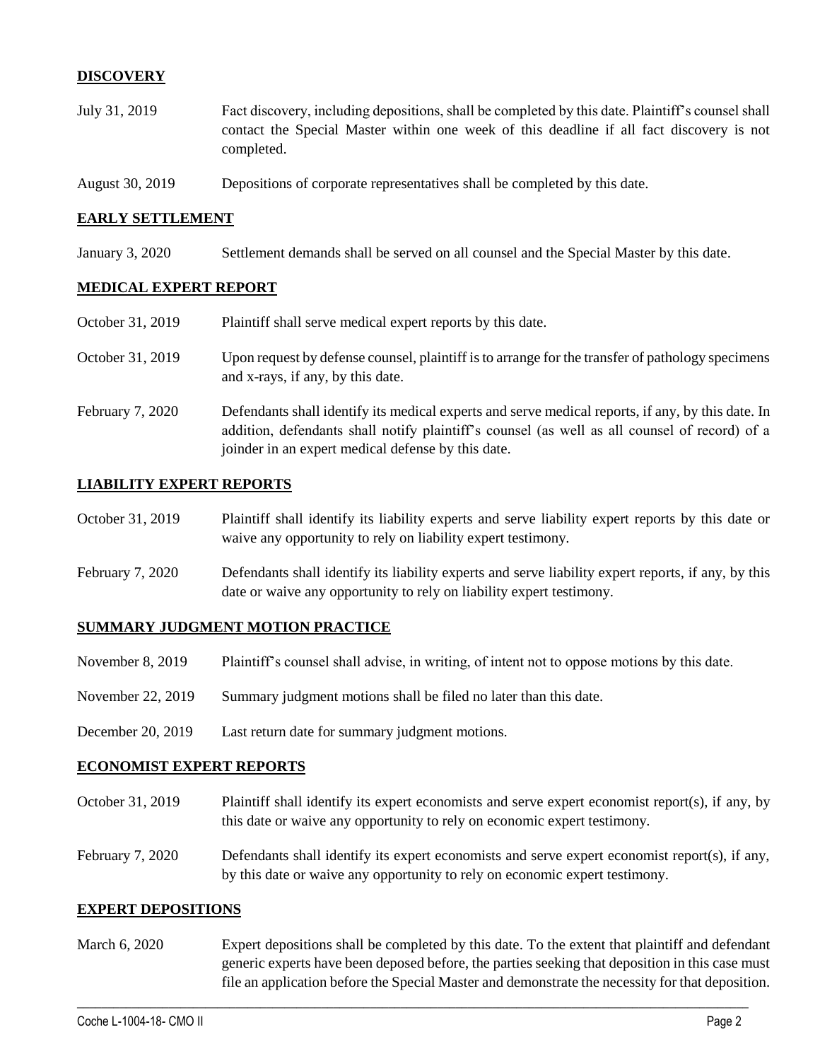## DISCOVERY

| | |
|---|---|
| July 31, 2019 | Fact discovery, including depositions, shall be completed by this date. Plaintiff's counsel shall contact the Special Master within one week of this deadline if all fact discovery is not completed. |
| August 30, 2019 | Depositions of corporate representatives shall be completed by this date. |

## EARLY SETTLEMENT

| | |
|---|---|
| January 3, 2020 | Settlement demands shall be served on all counsel and the Special Master by this date. |

## MEDICAL EXPERT REPORT

| | |
|---|---|
| October 31, 2019 | Plaintiff shall serve medical expert reports by this date. |
| October 31, 2019 | Upon request by defense counsel, plaintiff is to arrange for the transfer of pathology specimens and x-rays, if any, by this date. |
| February 7, 2020 | Defendants shall identify its medical experts and serve medical reports, if any, by this date. In addition, defendants shall notify plaintiff's counsel (as well as all counsel of record) of a joinder in an expert medical defense by this date. |

## LIABILITY EXPERT REPORTS

| | |
|---|---|
| October 31, 2019 | Plaintiff shall identify its liability experts and serve liability expert reports by this date or waive any opportunity to rely on liability expert testimony. |
| February 7, 2020 | Defendants shall identify its liability experts and serve liability expert reports, if any, by this date or waive any opportunity to rely on liability expert testimony. |

## SUMMARY JUDGMENT MOTION PRACTICE

| | |
|---|---|
| November 8, 2019 | Plaintiff's counsel shall advise, in writing, of intent not to oppose motions by this date. |
| November 22, 2019 | Summary judgment motions shall be filed no later than this date. |
| December 20, 2019 | Last return date for summary judgment motions. |

## ECONOMIST EXPERT REPORTS

| | |
|---|---|
| October 31, 2019 | Plaintiff shall identify its expert economists and serve expert economist report(s), if any, by this date or waive any opportunity to rely on economic expert testimony. |
| February 7, 2020 | Defendants shall identify its expert economists and serve expert economist report(s), if any, by this date or waive any opportunity to rely on economic expert testimony. |

## EXPERT DEPOSITIONS

| | |
|---|---|
| March 6, 2020 | Expert depositions shall be completed by this date. To the extent that plaintiff and defendant generic experts have been deposed before, the parties seeking that deposition in this case must file an application before the Special Master and demonstrate the necessity for that deposition. |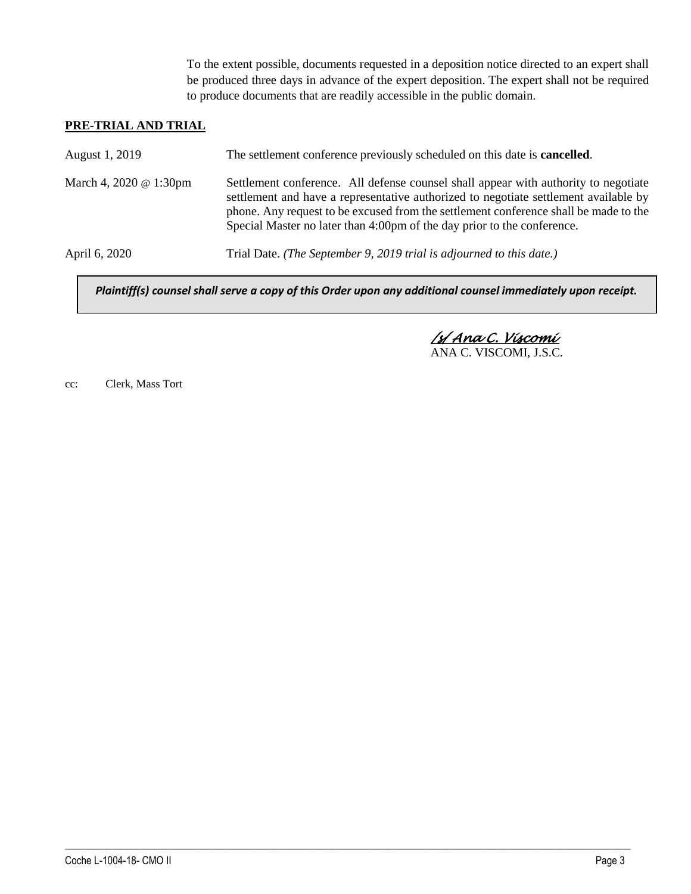To the extent possible, documents requested in a deposition notice directed to an expert shall be produced three days in advance of the expert deposition. The expert shall not be required to produce documents that are readily accessible in the public domain.

**PRE-TRIAL AND TRIAL**

| | |
|---|---|
| August 1, 2019 | The settlement conference previously scheduled on this date is **cancelled**. |
| March 4, 2020 @ 1:30pm | Settlement conference. All defense counsel shall appear with authority to negotiate settlement and have a representative authorized to negotiate settlement available by phone. Any request to be excused from the settlement conference shall be made to the Special Master no later than 4:00pm of the day prior to the conference. |
| April 6, 2020 | Trial Date. *(The September 9, 2019 trial is adjourned to this date.)* |

***Plaintiff(s) counsel shall serve a copy of this Order upon any additional counsel immediately upon receipt.***

*/s/ Ana C. Viscomi*
ANA C. VISCOMI, J.S.C.

cc: Clerk, Mass Tort

Coche L-1004-18- CMO II